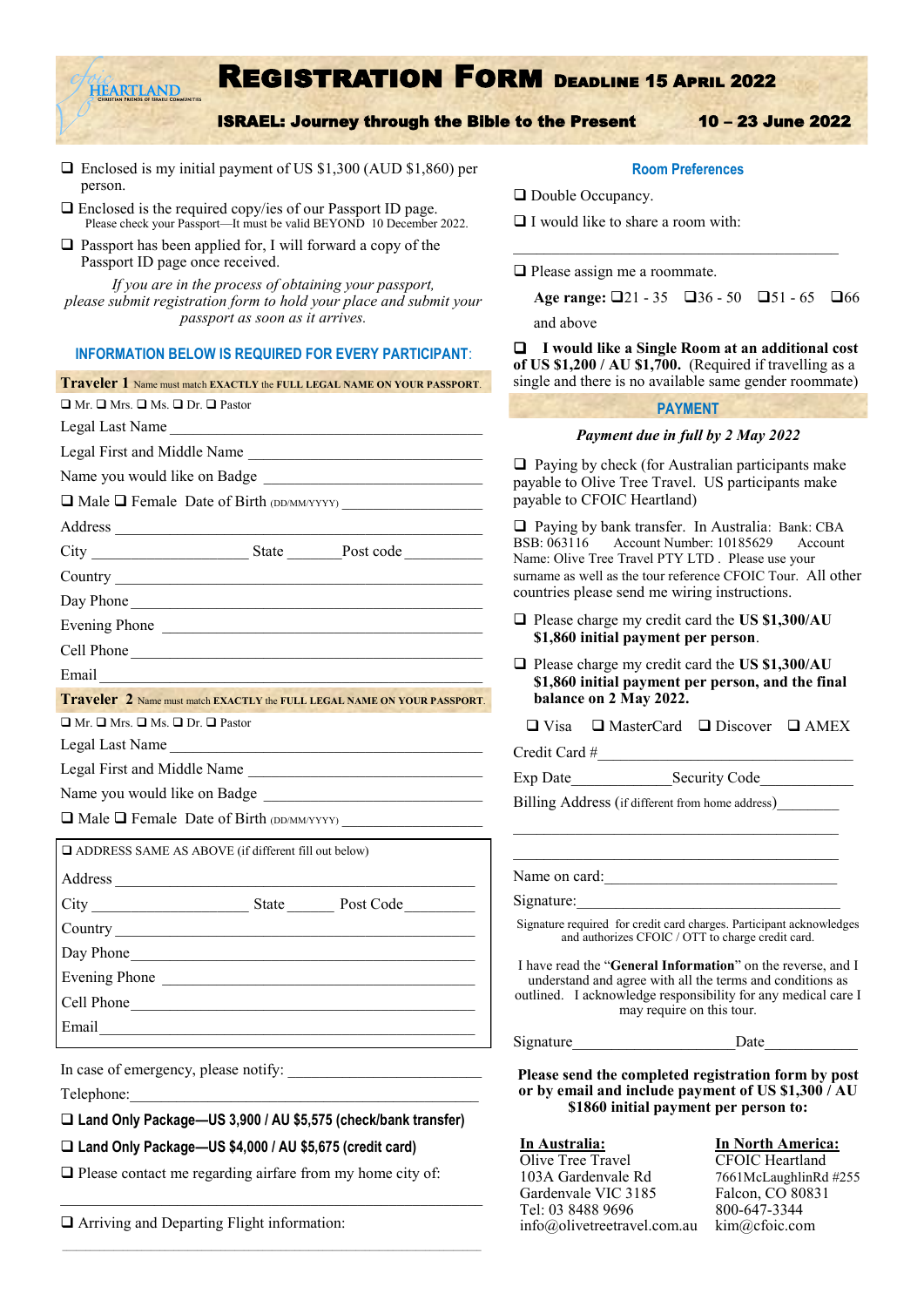# REGISTRATION FORM DEADLINE 15 APRIL 2022

**ISRAEL: Journey through the Bible to the Present** **10 – 23 June 2022**

- ❑ Enclosed is my initial payment of US $1,300 (AUD $1,860) per person.
- ❑ Enclosed is the required copy/ies of our Passport ID page. Please check your Passport—It must be valid BEYOND 10 December 2022.
- ❑ Passport has been applied for, I will forward a copy of the Passport ID page once received.

*If you are in the process of obtaining your passport, please submit registration form to hold your place and submit your passport as soon as it arrives.*

## INFORMATION BELOW IS REQUIRED FOR EVERY PARTICIPANT:

**Traveler 1** Name must match **EXACTLY** the **FULL LEGAL NAME ON YOUR PASSPORT**.

❑ Mr. ❑ Mrs. ❑ Ms. ❑ Dr. ❑ Pastor

Legal Last Name ______________________________

Legal First and Middle Name ______________________________

Name you would like on Badge ______________________________

❑ Male ❑ Female Date of Birth (DD/MM/YYYY) ______________________________

Address ______________________________

City ______________ State ________ Post code ________

Country ______________________________

Day Phone ______________________________

Evening Phone ______________________________

Cell Phone ______________________________

Email ______________________________

**Traveler 2** Name must match **EXACTLY** the **FULL LEGAL NAME ON YOUR PASSPORT**.

❑ Mr. ❑ Mrs. ❑ Ms. ❑ Dr. ❑ Pastor

Legal Last Name ______________________________

Legal First and Middle Name ______________________________

Name you would like on Badge ______________________________

❑ Male ❑ Female Date of Birth (DD/MM/YYYY) ______________________________

❑ ADDRESS SAME AS ABOVE (if different fill out below)

Address ______________________________

City ______________ State ________ Post Code ________

Country ______________________________

Day Phone ______________________________

Evening Phone ______________________________

Cell Phone ______________________________

Email ______________________________

In case of emergency, please notify: ______________________________

Telephone: ______________________________

❑ **Land Only Package—US 3,900 / AU $5,575 (check/bank transfer)**

❑ **Land Only Package—US $4,000 / AU $5,675 (credit card)**

❑ Please contact me regarding airfare from my home city of:

______________________________

❑ Arriving and Departing Flight information:

______________________________

## Room Preferences

❑ Double Occupancy.

❑ I would like to share a room with:

______________________________

❑ Please assign me a roommate.

**Age range:** ❑21 - 35 ❑36 - 50 ❑51 - 65 ❑66 and above

❑ **I would like a Single Room at an additional cost of US $1,200 / AU $1,700.** (Required if travelling as a single and there is no available same gender roommate)

## PAYMENT

***Payment due in full by 2 May 2022***

❑ Paying by check (for Australian participants make payable to Olive Tree Travel. US participants make payable to CFOIC Heartland)

❑ Paying by bank transfer. In Australia: Bank: CBA BSB: 063116 Account Number: 10185629 Account Name: Olive Tree Travel PTY LTD . Please use your surname as well as the tour reference CFOIC Tour. All other countries please send me wiring instructions.

❑ Please charge my credit card the **US $1,300/AU $1,860 initial payment per person**.

❑ Please charge my credit card the **US $1,300/AU $1,860 initial payment per person, and the final balance on 2 May 2022.**

❑ Visa ❑ MasterCard ❑ Discover ❑ AMEX

Credit Card # ______________________________

Exp Date ____________ Security Code ____________

Billing Address (if different from home address) ________

______________________________

______________________________

Name on card: ______________________________

Signature: ______________________________

Signature required for credit card charges. Participant acknowledges and authorizes CFOIC / OTT to charge credit card.

I have read the "**General Information**" on the reverse, and I understand and agree with all the terms and conditions as outlined. I acknowledge responsibility for any medical care I may require on this tour.

Signature ______________________ Date ____________

**Please send the completed registration form by post or by email and include payment of US $1,300 / AU $1860 initial payment per person to:**

**In Australia:**
Olive Tree Travel
103A Gardenvale Rd
Gardenvale VIC 3185
Tel: 03 8488 9696
info@olivetreetravel.com.au

**In North America:**
CFOIC Heartland
7661McLaughlinRd #255
Falcon, CO 80831
800-647-3344
kim@cfoic.com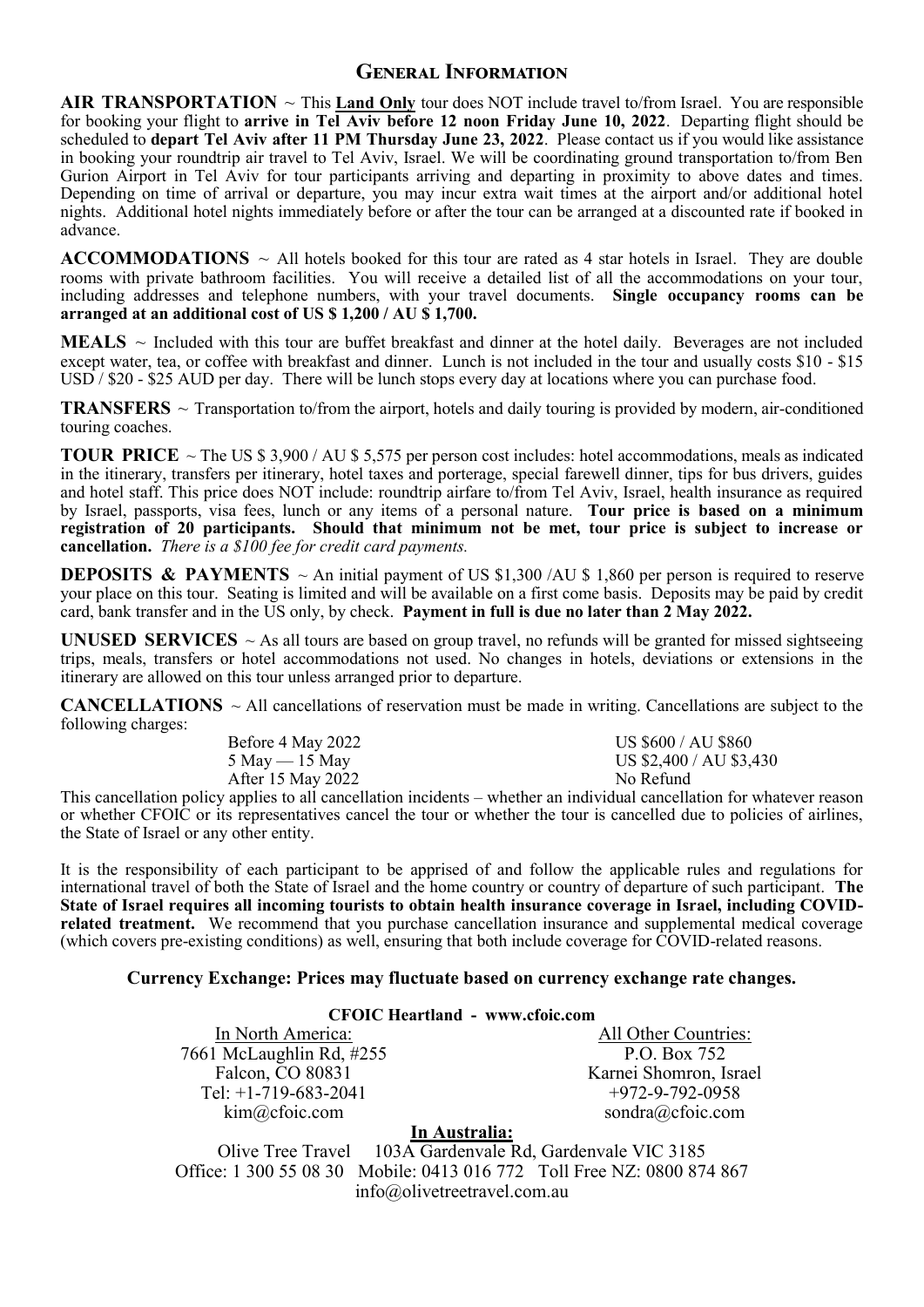## General Information

**AIR TRANSPORTATION** ~ This **Land Only** tour does NOT include travel to/from Israel. You are responsible for booking your flight to **arrive in Tel Aviv before 12 noon Friday June 10, 2022**. Departing flight should be scheduled to **depart Tel Aviv after 11 PM Thursday June 23, 2022**. Please contact us if you would like assistance in booking your roundtrip air travel to Tel Aviv, Israel. We will be coordinating ground transportation to/from Ben Gurion Airport in Tel Aviv for tour participants arriving and departing in proximity to above dates and times. Depending on time of arrival or departure, you may incur extra wait times at the airport and/or additional hotel nights. Additional hotel nights immediately before or after the tour can be arranged at a discounted rate if booked in advance.

**ACCOMMODATIONS** ~ All hotels booked for this tour are rated as 4 star hotels in Israel. They are double rooms with private bathroom facilities. You will receive a detailed list of all the accommodations on your tour, including addresses and telephone numbers, with your travel documents. **Single occupancy rooms can be arranged at an additional cost of US $ 1,200 / AU $ 1,700.**

**MEALS** ~ Included with this tour are buffet breakfast and dinner at the hotel daily. Beverages are not included except water, tea, or coffee with breakfast and dinner. Lunch is not included in the tour and usually costs $10 - $15 USD / $20 - $25 AUD per day. There will be lunch stops every day at locations where you can purchase food.

**TRANSFERS** ~ Transportation to/from the airport, hotels and daily touring is provided by modern, air-conditioned touring coaches.

**TOUR PRICE** ~ The US $ 3,900 / AU $ 5,575 per person cost includes: hotel accommodations, meals as indicated in the itinerary, transfers per itinerary, hotel taxes and porterage, special farewell dinner, tips for bus drivers, guides and hotel staff. This price does NOT include: roundtrip airfare to/from Tel Aviv, Israel, health insurance as required by Israel, passports, visa fees, lunch or any items of a personal nature. **Tour price is based on a minimum registration of 20 participants. Should that minimum not be met, tour price is subject to increase or cancellation.** *There is a $100 fee for credit card payments.*

**DEPOSITS & PAYMENTS** ~ An initial payment of US $1,300 /AU $ 1,860 per person is required to reserve your place on this tour. Seating is limited and will be available on a first come basis. Deposits may be paid by credit card, bank transfer and in the US only, by check. **Payment in full is due no later than 2 May 2022.**

**UNUSED SERVICES** ~ As all tours are based on group travel, no refunds will be granted for missed sightseeing trips, meals, transfers or hotel accommodations not used. No changes in hotels, deviations or extensions in the itinerary are allowed on this tour unless arranged prior to departure.

**CANCELLATIONS** ~ All cancellations of reservation must be made in writing. Cancellations are subject to the following charges:

| | |
|---|---|
| Before 4 May 2022 | US $600 / AU $860 |
| 5 May — 15 May | US $2,400 / AU $3,430 |
| After 15 May 2022 | No Refund |

This cancellation policy applies to all cancellation incidents – whether an individual cancellation for whatever reason or whether CFOIC or its representatives cancel the tour or whether the tour is cancelled due to policies of airlines, the State of Israel or any other entity.

It is the responsibility of each participant to be apprised of and follow the applicable rules and regulations for international travel of both the State of Israel and the home country or country of departure of such participant. **The State of Israel requires all incoming tourists to obtain health insurance coverage in Israel, including COVID-related treatment.** We recommend that you purchase cancellation insurance and supplemental medical coverage (which covers pre-existing conditions) as well, ensuring that both include coverage for COVID-related reasons.

**Currency Exchange: Prices may fluctuate based on currency exchange rate changes.**

**CFOIC Heartland - www.cfoic.com**

In North America:
7661 McLaughlin Rd, #255
Falcon, CO 80831
Tel: +1-719-683-2041
kim@cfoic.com

All Other Countries:
P.O. Box 752
Karnei Shomron, Israel
+972-9-792-0958
sondra@cfoic.com

**In Australia:**
Olive Tree Travel 103A Gardenvale Rd, Gardenvale VIC 3185
Office: 1 300 55 08 30 Mobile: 0413 016 772 Toll Free NZ: 0800 874 867
info@olivetreetravel.com.au